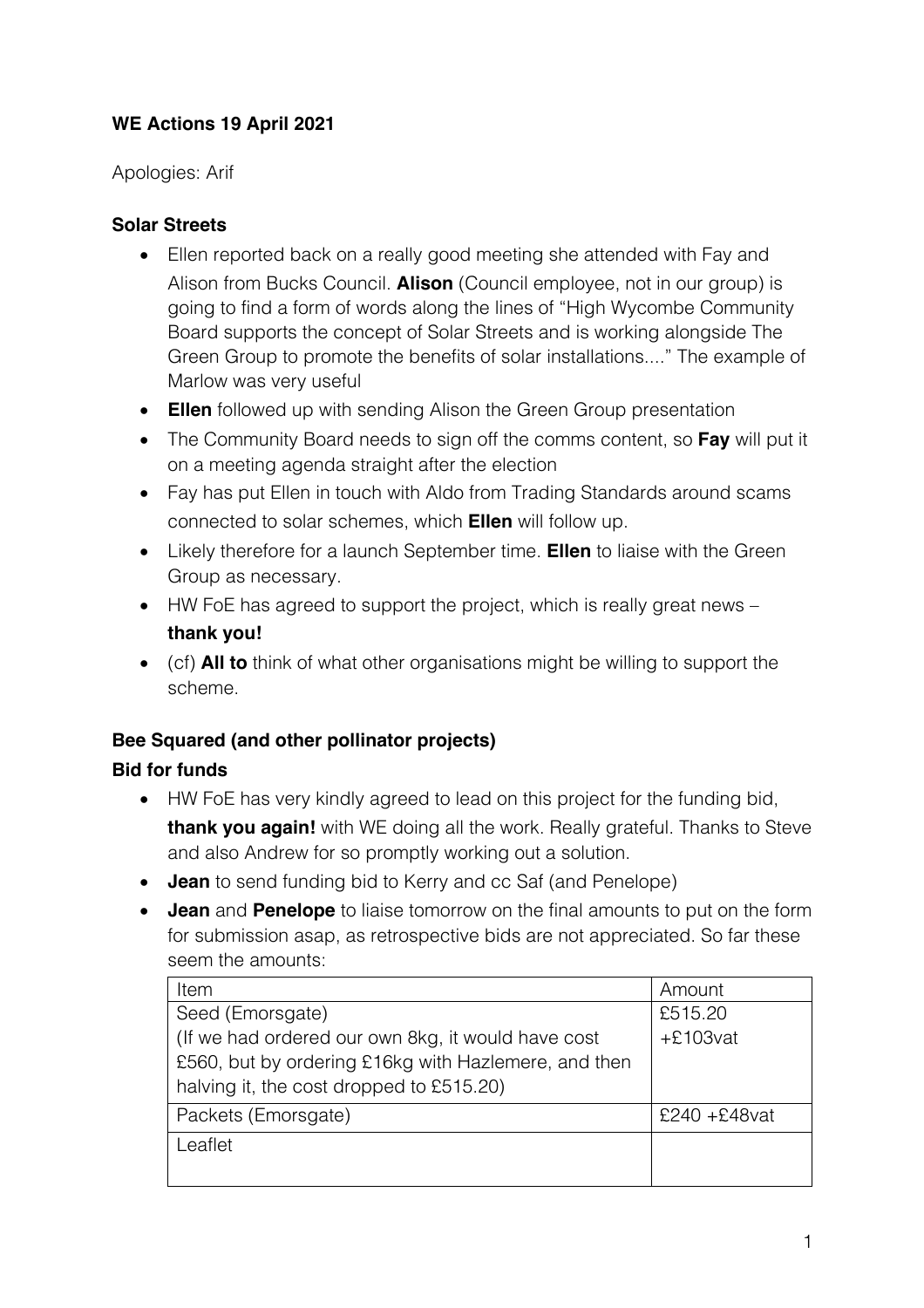**WE Actions 19 April 2021**

Apologies: Arif

**Solar Streets**

- Ellen reported back on a really good meeting she attended with Fay and Alison from Bucks Council. **Alison** (Council employee, not in our group) is going to find a form of words along the lines of "High Wycombe Community Board supports the concept of Solar Streets and is working alongside The Green Group to promote the benefits of solar installations...." The example of Marlow was very useful
- **Ellen** followed up with sending Alison the Green Group presentation
- The Community Board needs to sign off the comms content, so **Fay** will put it on a meeting agenda straight after the election
- Fay has put Ellen in touch with Aldo from Trading Standards around scams connected to solar schemes, which **Ellen** will follow up.
- Likely therefore for a launch September time. **Ellen** to liaise with the Green Group as necessary.
- HW FoE has agreed to support the project, which is really great news – **thank you!**
- (cf) **All to** think of what other organisations might be willing to support the scheme.

**Bee Squared (and other pollinator projects)**

**Bid for funds**

- HW FoE has very kindly agreed to lead on this project for the funding bid, **thank you again!** with WE doing all the work. Really grateful. Thanks to Steve and also Andrew for so promptly working out a solution.
- **Jean** to send funding bid to Kerry and cc Saf (and Penelope)
- **Jean** and **Penelope** to liaise tomorrow on the final amounts to put on the form for submission asap, as retrospective bids are not appreciated. So far these seem the amounts:

| Item | Amount |
| --- | --- |
| Seed (Emorsgate)<br>(If we had ordered our own 8kg, it would have cost £560, but by ordering £16kg with Hazlemere, and then halving it, the cost dropped to £515.20) | £515.20<br>+£103vat |
| Packets (Emorsgate) | £240 +£48vat |
| Leaflet | |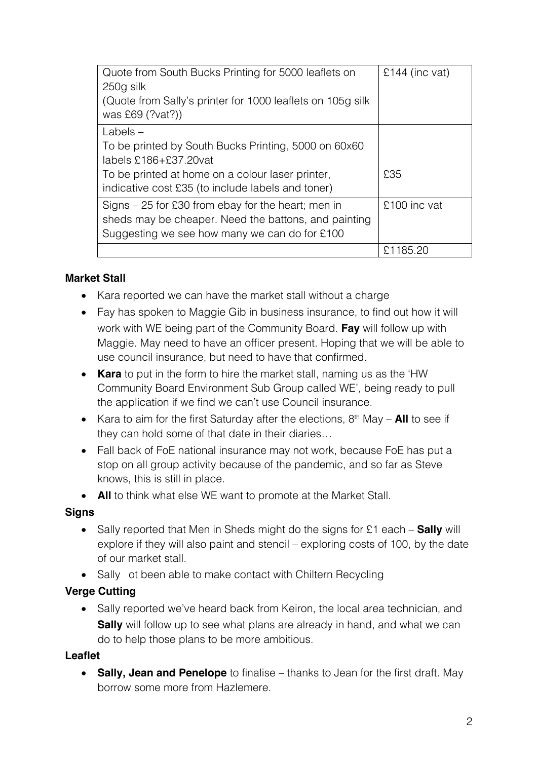| | |
|---|---|
| Quote from South Bucks Printing for 5000 leaflets on 250g silk (Quote from Sally's printer for 1000 leaflets on 105g silk was £69 (?vat?)) | £144 (inc vat) |
| Labels – To be printed by South Bucks Printing, 5000 on 60x60 labels £186+£37.20vat To be printed at home on a colour laser printer, indicative cost £35 (to include labels and toner) | £35 |
| Signs – 25 for £30 from ebay for the heart; men in sheds may be cheaper. Need the battons, and painting Suggesting we see how many we can do for £100 | £100 inc vat |
| | £1185.20 |

**Market Stall**

- Kara reported we can have the market stall without a charge
- Fay has spoken to Maggie Gib in business insurance, to find out how it will work with WE being part of the Community Board. **Fay** will follow up with Maggie. May need to have an officer present. Hoping that we will be able to use council insurance, but need to have that confirmed.
- **Kara** to put in the form to hire the market stall, naming us as the 'HW Community Board Environment Sub Group called WE', being ready to pull the application if we find we can't use Council insurance.
- Kara to aim for the first Saturday after the elections, 8th May – **All** to see if they can hold some of that date in their diaries…
- Fall back of FoE national insurance may not work, because FoE has put a stop on all group activity because of the pandemic, and so far as Steve knows, this is still in place.
- **All** to think what else WE want to promote at the Market Stall.

**Signs**

- Sally reported that Men in Sheds might do the signs for £1 each – **Sally** will explore if they will also paint and stencil – exploring costs of 100, by the date of our market stall.
- Sally ot been able to make contact with Chiltern Recycling

**Verge Cutting**

- Sally reported we've heard back from Keiron, the local area technician, and **Sally** will follow up to see what plans are already in hand, and what we can do to help those plans to be more ambitious.

**Leaflet**

- **Sally, Jean and Penelope** to finalise – thanks to Jean for the first draft. May borrow some more from Hazlemere.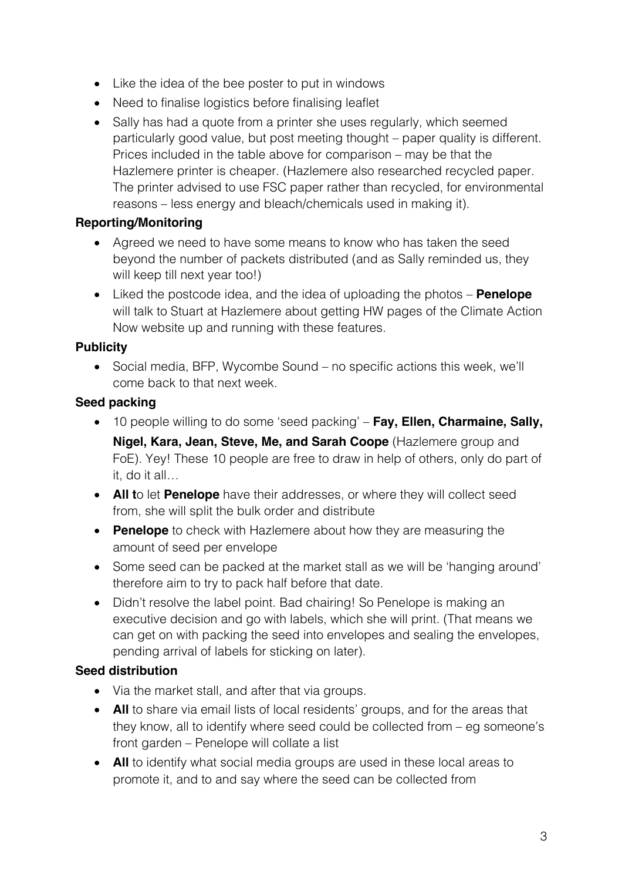- Like the idea of the bee poster to put in windows
- Need to finalise logistics before finalising leaflet
- Sally has had a quote from a printer she uses regularly, which seemed particularly good value, but post meeting thought – paper quality is different. Prices included in the table above for comparison – may be that the Hazlemere printer is cheaper. (Hazlemere also researched recycled paper. The printer advised to use FSC paper rather than recycled, for environmental reasons – less energy and bleach/chemicals used in making it).

**Reporting/Monitoring**

- Agreed we need to have some means to know who has taken the seed beyond the number of packets distributed (and as Sally reminded us, they will keep till next year too!)
- Liked the postcode idea, and the idea of uploading the photos – **Penelope** will talk to Stuart at Hazlemere about getting HW pages of the Climate Action Now website up and running with these features.

**Publicity**

- Social media, BFP, Wycombe Sound – no specific actions this week, we'll come back to that next week.

**Seed packing**

- 10 people willing to do some 'seed packing' – **Fay, Ellen, Charmaine, Sally, Nigel, Kara, Jean, Steve, Me, and Sarah Coope** (Hazlemere group and FoE). Yey! These 10 people are free to draw in help of others, only do part of it, do it all…
- **All t**o let **Penelope** have their addresses, or where they will collect seed from, she will split the bulk order and distribute
- **Penelope** to check with Hazlemere about how they are measuring the amount of seed per envelope
- Some seed can be packed at the market stall as we will be 'hanging around' therefore aim to try to pack half before that date.
- Didn't resolve the label point. Bad chairing! So Penelope is making an executive decision and go with labels, which she will print. (That means we can get on with packing the seed into envelopes and sealing the envelopes, pending arrival of labels for sticking on later).

**Seed distribution**

- Via the market stall, and after that via groups.
- **All** to share via email lists of local residents' groups, and for the areas that they know, all to identify where seed could be collected from – eg someone's front garden – Penelope will collate a list
- **All** to identify what social media groups are used in these local areas to promote it, and to and say where the seed can be collected from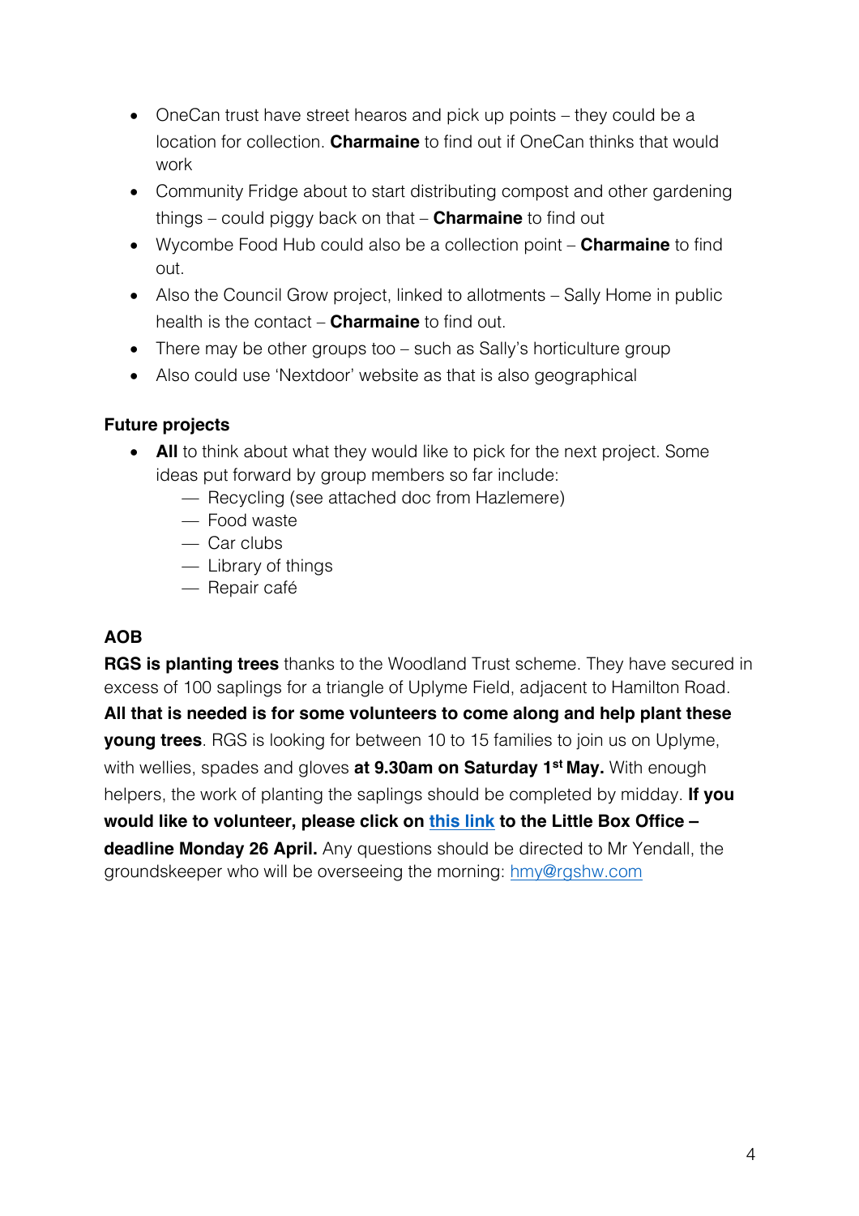- OneCan trust have street hearos and pick up points – they could be a location for collection. **Charmaine** to find out if OneCan thinks that would work
- Community Fridge about to start distributing compost and other gardening things – could piggy back on that – **Charmaine** to find out
- Wycombe Food Hub could also be a collection point – **Charmaine** to find out.
- Also the Council Grow project, linked to allotments – Sally Home in public health is the contact – **Charmaine** to find out.
- There may be other groups too – such as Sally's horticulture group
- Also could use 'Nextdoor' website as that is also geographical

**Future projects**

- **All** to think about what they would like to pick for the next project. Some ideas put forward by group members so far include:
  - Recycling (see attached doc from Hazlemere)
  - Food waste
  - Car clubs
  - Library of things
  - Repair café

**AOB**

**RGS is planting trees** thanks to the Woodland Trust scheme. They have secured in excess of 100 saplings for a triangle of Uplyme Field, adjacent to Hamilton Road. **All that is needed is for some volunteers to come along and help plant these young trees**. RGS is looking for between 10 to 15 families to join us on Uplyme, with wellies, spades and gloves **at 9.30am on Saturday 1st May.** With enough helpers, the work of planting the saplings should be completed by midday. **If you would like to volunteer, please click on this link to the Little Box Office – deadline Monday 26 April.** Any questions should be directed to Mr Yendall, the groundskeeper who will be overseeing the morning: hmy@rgshw.com